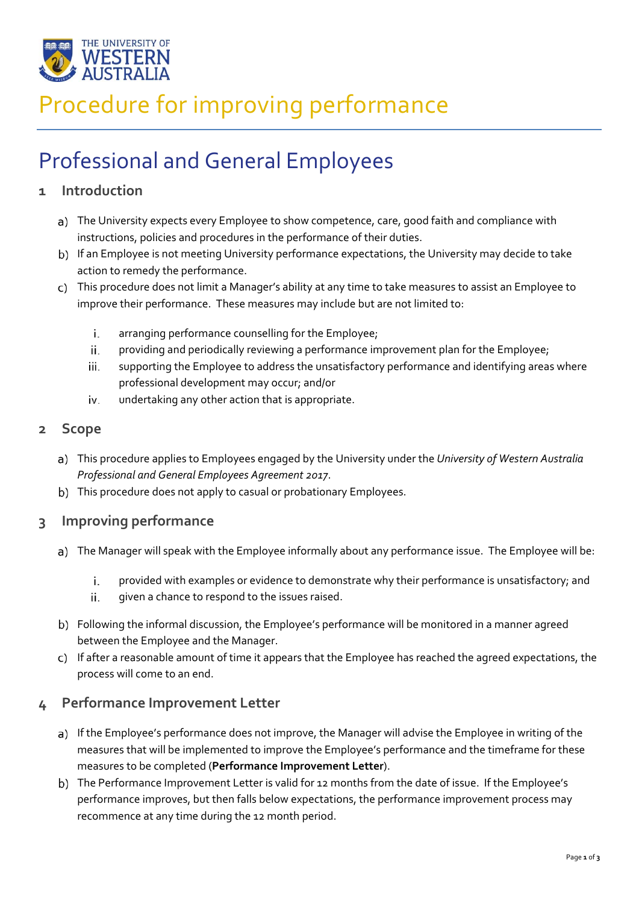# Procedure for improving performance

## Professional and General Employees

### 1 Introduction

a) The University expects every Employee to show competence, care, good faith and compliance with instructions, policies and procedures in the performance of their duties.

b) If an Employee is not meeting University performance expectations, the University may decide to take action to remedy the performance.

c) This procedure does not limit a Manager's ability at any time to take measures to assist an Employee to improve their performance. These measures may include but are not limited to:

   i. arranging performance counselling for the Employee;
   ii. providing and periodically reviewing a performance improvement plan for the Employee;
   iii. supporting the Employee to address the unsatisfactory performance and identifying areas where professional development may occur; and/or
   iv. undertaking any other action that is appropriate.

### 2 Scope

a) This procedure applies to Employees engaged by the University under the *University of Western Australia Professional and General Employees Agreement 2017*.

b) This procedure does not apply to casual or probationary Employees.

### 3 Improving performance

a) The Manager will speak with the Employee informally about any performance issue. The Employee will be:

   i. provided with examples or evidence to demonstrate why their performance is unsatisfactory; and
   ii. given a chance to respond to the issues raised.

b) Following the informal discussion, the Employee's performance will be monitored in a manner agreed between the Employee and the Manager.

c) If after a reasonable amount of time it appears that the Employee has reached the agreed expectations, the process will come to an end.

### 4 Performance Improvement Letter

a) If the Employee's performance does not improve, the Manager will advise the Employee in writing of the measures that will be implemented to improve the Employee's performance and the timeframe for these measures to be completed (**Performance Improvement Letter**).

b) The Performance Improvement Letter is valid for 12 months from the date of issue. If the Employee's performance improves, but then falls below expectations, the performance improvement process may recommence at any time during the 12 month period.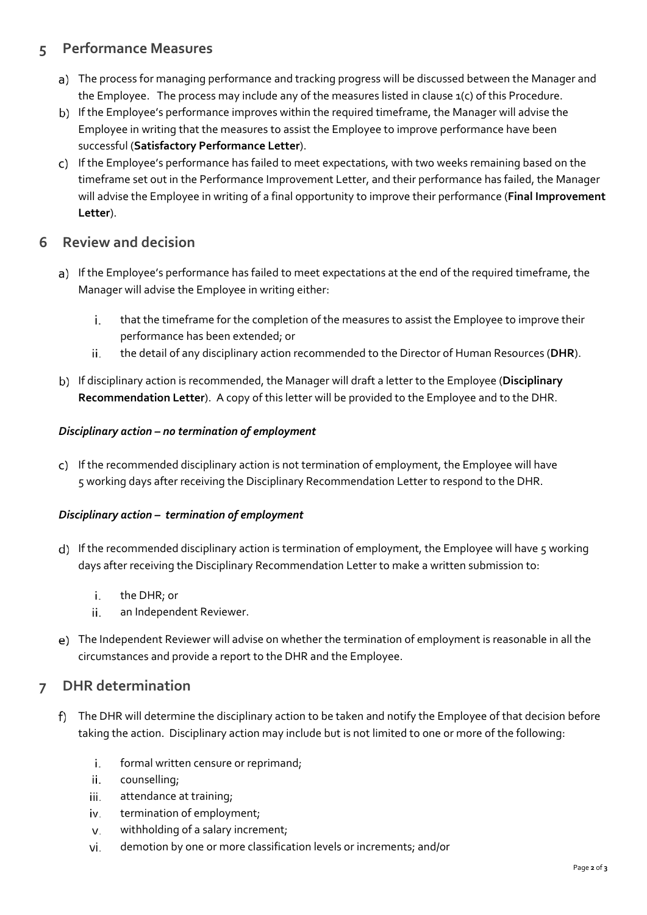## 5 Performance Measures

a) The process for managing performance and tracking progress will be discussed between the Manager and the Employee. The process may include any of the measures listed in clause 1(c) of this Procedure.

b) If the Employee's performance improves within the required timeframe, the Manager will advise the Employee in writing that the measures to assist the Employee to improve performance have been successful (**Satisfactory Performance Letter**).

c) If the Employee's performance has failed to meet expectations, with two weeks remaining based on the timeframe set out in the Performance Improvement Letter, and their performance has failed, the Manager will advise the Employee in writing of a final opportunity to improve their performance (**Final Improvement Letter**).

## 6 Review and decision

a) If the Employee's performance has failed to meet expectations at the end of the required timeframe, the Manager will advise the Employee in writing either:

   i. that the timeframe for the completion of the measures to assist the Employee to improve their performance has been extended; or
   ii. the detail of any disciplinary action recommended to the Director of Human Resources (**DHR**).

b) If disciplinary action is recommended, the Manager will draft a letter to the Employee (**Disciplinary Recommendation Letter**). A copy of this letter will be provided to the Employee and to the DHR.

***Disciplinary action – no termination of employment***

c) If the recommended disciplinary action is not termination of employment, the Employee will have 5 working days after receiving the Disciplinary Recommendation Letter to respond to the DHR.

***Disciplinary action – termination of employment***

d) If the recommended disciplinary action is termination of employment, the Employee will have 5 working days after receiving the Disciplinary Recommendation Letter to make a written submission to:

   i. the DHR; or
   ii. an Independent Reviewer.

e) The Independent Reviewer will advise on whether the termination of employment is reasonable in all the circumstances and provide a report to the DHR and the Employee.

## 7 DHR determination

f) The DHR will determine the disciplinary action to be taken and notify the Employee of that decision before taking the action. Disciplinary action may include but is not limited to one or more of the following:

   i. formal written censure or reprimand;
   ii. counselling;
   iii. attendance at training;
   iv. termination of employment;
   v. withholding of a salary increment;
   vi. demotion by one or more classification levels or increments; and/or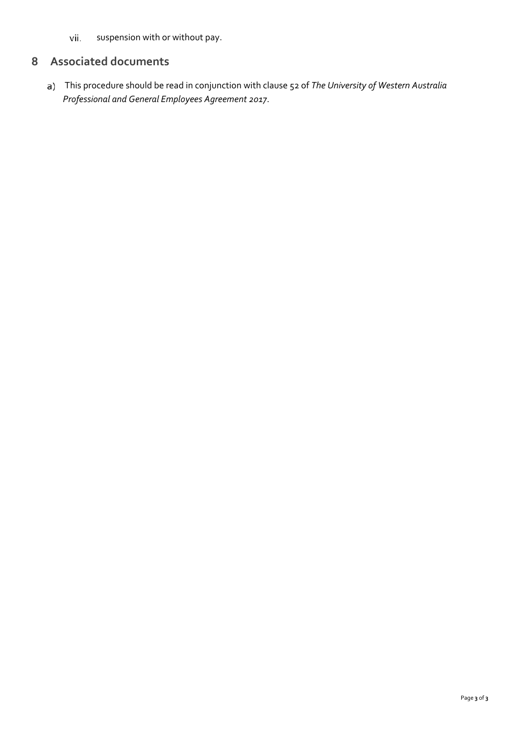vii. suspension with or without pay.

## 8 Associated documents

a) This procedure should be read in conjunction with clause 52 of *The University of Western Australia Professional and General Employees Agreement 2017*.